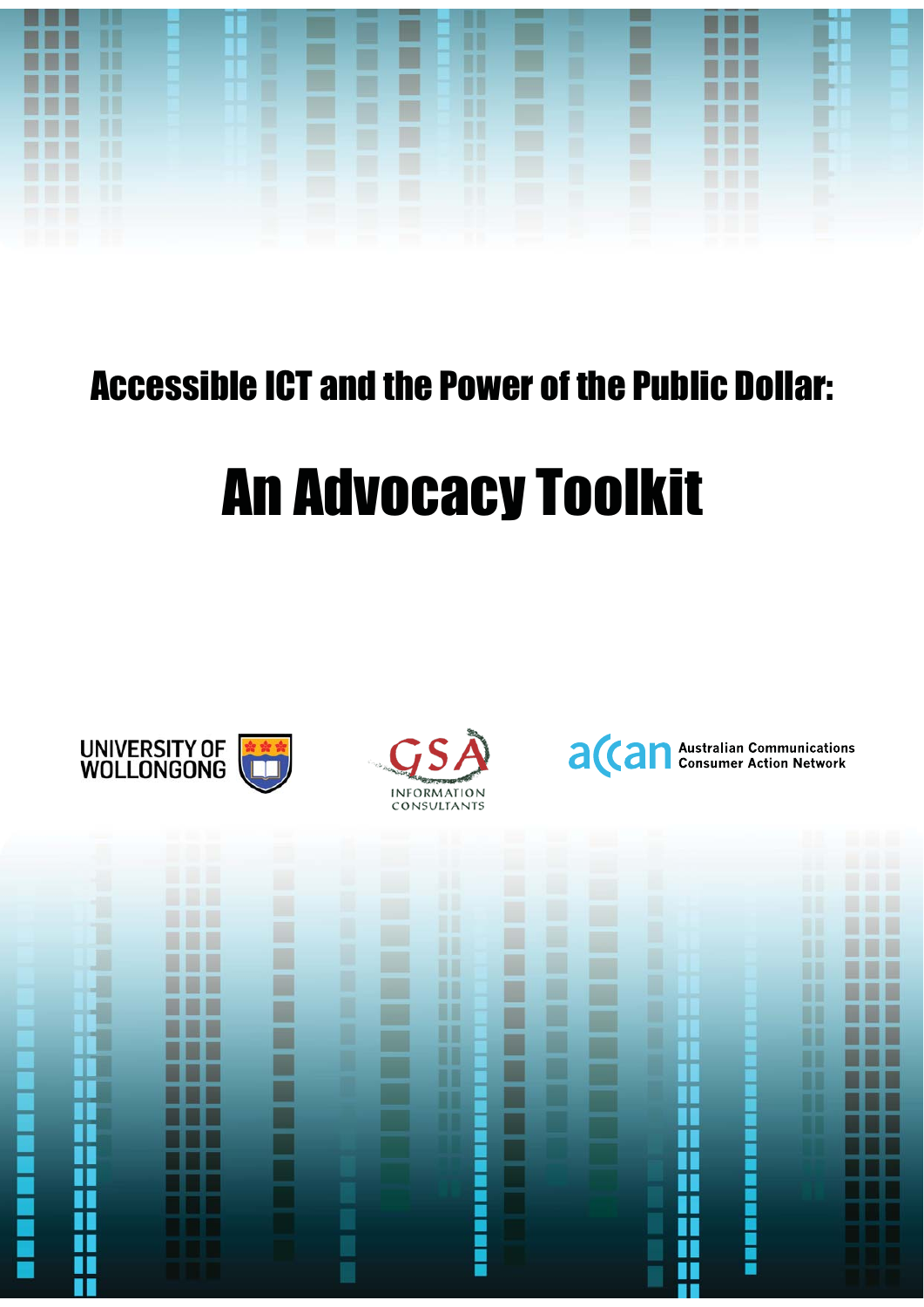# Accessible ICT and the Power of the Public Dollar:

# An Advocacy Toolkit

UNIVERSITY OF WOLLONGONG

GSA INFORMATION CONSULTANTS

accan Australian Communications Consumer Action Network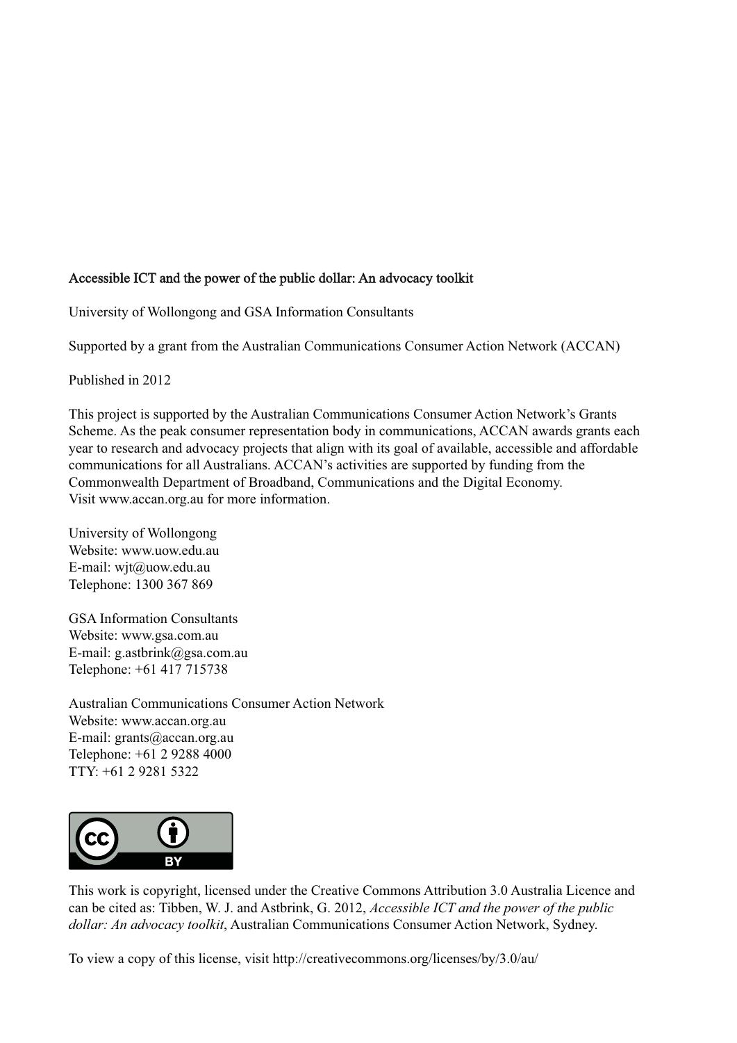**Accessible ICT and the power of the public dollar: An advocacy toolkit**

University of Wollongong and GSA Information Consultants

Supported by a grant from the Australian Communications Consumer Action Network (ACCAN)

Published in 2012

This project is supported by the Australian Communications Consumer Action Network's Grants Scheme. As the peak consumer representation body in communications, ACCAN awards grants each year to research and advocacy projects that align with its goal of available, accessible and affordable communications for all Australians. ACCAN's activities are supported by funding from the Commonwealth Department of Broadband, Communications and the Digital Economy.
Visit www.accan.org.au for more information.

University of Wollongong
Website: www.uow.edu.au
E-mail: wjt@uow.edu.au
Telephone: 1300 367 869

GSA Information Consultants
Website: www.gsa.com.au
E-mail: g.astbrink@gsa.com.au
Telephone: +61 417 715738

Australian Communications Consumer Action Network
Website: www.accan.org.au
E-mail: grants@accan.org.au
Telephone: +61 2 9288 4000
TTY: +61 2 9281 5322

This work is copyright, licensed under the Creative Commons Attribution 3.0 Australia Licence and can be cited as: Tibben, W. J. and Astbrink, G. 2012, *Accessible ICT and the power of the public dollar: An advocacy toolkit*, Australian Communications Consumer Action Network, Sydney.

To view a copy of this license, visit http://creativecommons.org/licenses/by/3.0/au/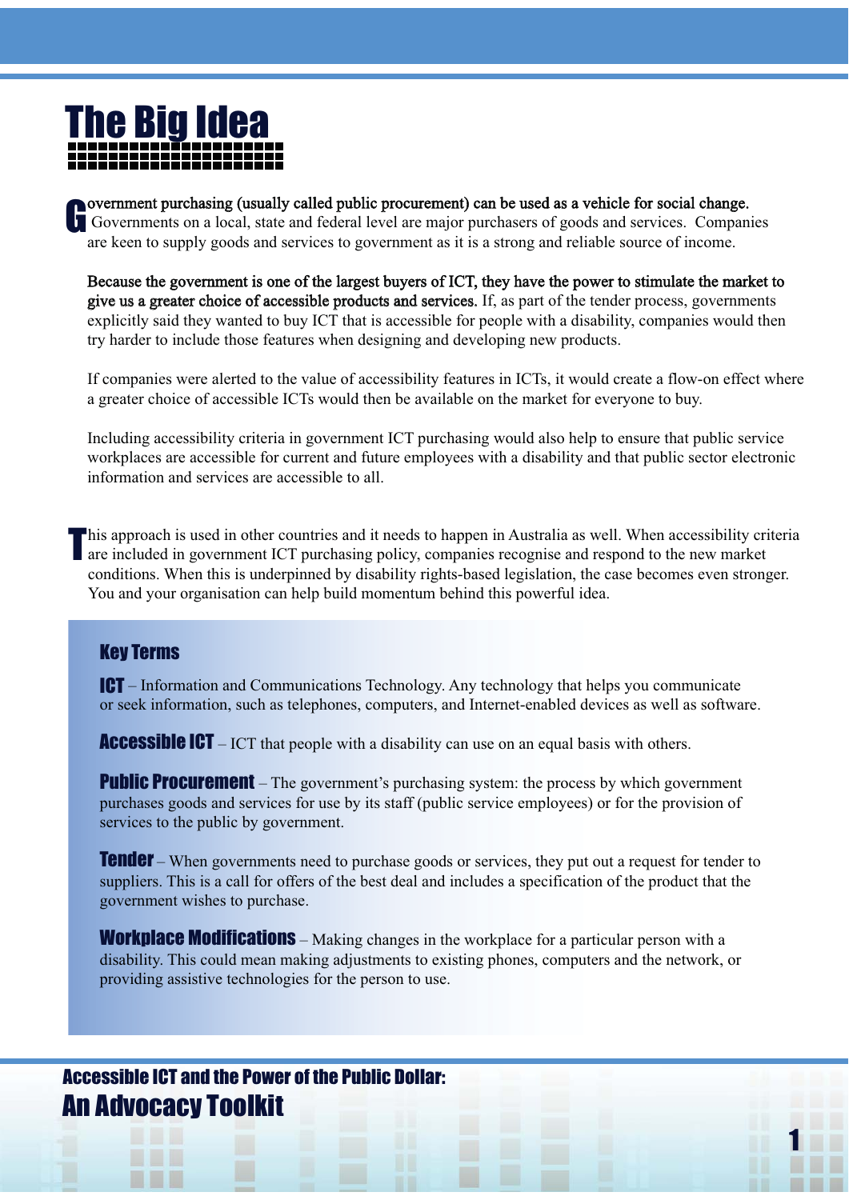# The Big Idea

**Government purchasing (usually called public procurement) can be used as a vehicle for social change.** Governments on a local, state and federal level are major purchasers of goods and services. Companies are keen to supply goods and services to government as it is a strong and reliable source of income.

**Because the government is one of the largest buyers of ICT, they have the power to stimulate the market to give us a greater choice of accessible products and services.** If, as part of the tender process, governments explicitly said they wanted to buy ICT that is accessible for people with a disability, companies would then try harder to include those features when designing and developing new products.

If companies were alerted to the value of accessibility features in ICTs, it would create a flow-on effect where a greater choice of accessible ICTs would then be available on the market for everyone to buy.

Including accessibility criteria in government ICT purchasing would also help to ensure that public service workplaces are accessible for current and future employees with a disability and that public sector electronic information and services are accessible to all.

This approach is used in other countries and it needs to happen in Australia as well. When accessibility criteria are included in government ICT purchasing policy, companies recognise and respond to the new market conditions. When this is underpinned by disability rights-based legislation, the case becomes even stronger. You and your organisation can help build momentum behind this powerful idea.

## Key Terms

**ICT** – Information and Communications Technology. Any technology that helps you communicate or seek information, such as telephones, computers, and Internet-enabled devices as well as software.

**Accessible ICT** – ICT that people with a disability can use on an equal basis with others.

**Public Procurement** – The government's purchasing system: the process by which government purchases goods and services for use by its staff (public service employees) or for the provision of services to the public by government.

**Tender** – When governments need to purchase goods or services, they put out a request for tender to suppliers. This is a call for offers of the best deal and includes a specification of the product that the government wishes to purchase.

**Workplace Modifications** – Making changes in the workplace for a particular person with a disability. This could mean making adjustments to existing phones, computers and the network, or providing assistive technologies for the person to use.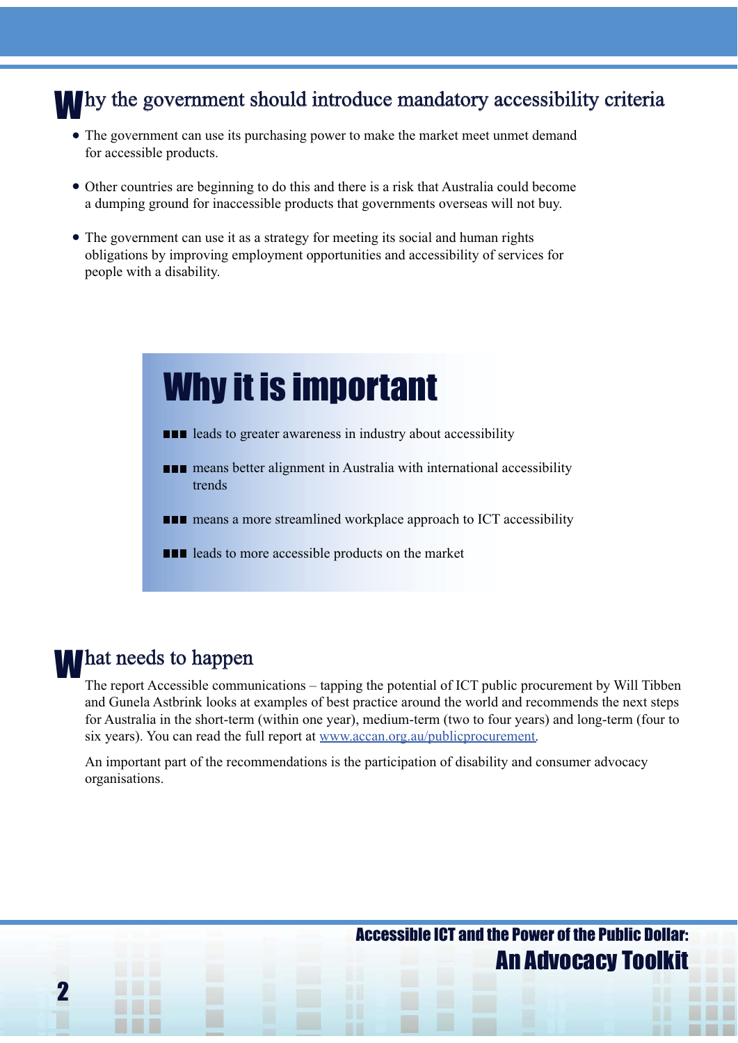## Why the government should introduce mandatory accessibility criteria

- The government can use its purchasing power to make the market meet unmet demand for accessible products.
- Other countries are beginning to do this and there is a risk that Australia could become a dumping ground for inaccessible products that governments overseas will not buy.
- The government can use it as a strategy for meeting its social and human rights obligations by improving employment opportunities and accessibility of services for people with a disability.

## Why it is important

- leads to greater awareness in industry about accessibility
- means better alignment in Australia with international accessibility trends
- means a more streamlined workplace approach to ICT accessibility
- leads to more accessible products on the market

## What needs to happen

The report Accessible communications – tapping the potential of ICT public procurement by Will Tibben and Gunela Astbrink looks at examples of best practice around the world and recommends the next steps for Australia in the short-term (within one year), medium-term (two to four years) and long-term (four to six years). You can read the full report at [www.accan.org.au/publicprocurement](http://www.accan.org.au/publicprocurement).

An important part of the recommendations is the participation of disability and consumer advocacy organisations.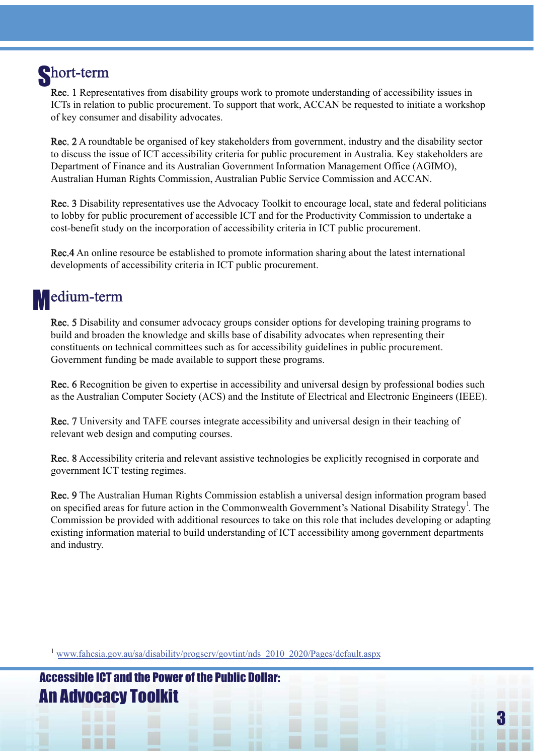## Short-term

**Rec. 1** Representatives from disability groups work to promote understanding of accessibility issues in ICTs in relation to public procurement. To support that work, ACCAN be requested to initiate a workshop of key consumer and disability advocates.

**Rec. 2** A roundtable be organised of key stakeholders from government, industry and the disability sector to discuss the issue of ICT accessibility criteria for public procurement in Australia. Key stakeholders are Department of Finance and its Australian Government Information Management Office (AGIMO), Australian Human Rights Commission, Australian Public Service Commission and ACCAN.

**Rec. 3** Disability representatives use the Advocacy Toolkit to encourage local, state and federal politicians to lobby for public procurement of accessible ICT and for the Productivity Commission to undertake a cost-benefit study on the incorporation of accessibility criteria in ICT public procurement.

**Rec.4** An online resource be established to promote information sharing about the latest international developments of accessibility criteria in ICT public procurement.

## Medium-term

**Rec. 5** Disability and consumer advocacy groups consider options for developing training programs to build and broaden the knowledge and skills base of disability advocates when representing their constituents on technical committees such as for accessibility guidelines in public procurement. Government funding be made available to support these programs.

**Rec. 6** Recognition be given to expertise in accessibility and universal design by professional bodies such as the Australian Computer Society (ACS) and the Institute of Electrical and Electronic Engineers (IEEE).

**Rec. 7** University and TAFE courses integrate accessibility and universal design in their teaching of relevant web design and computing courses.

**Rec. 8** Accessibility criteria and relevant assistive technologies be explicitly recognised in corporate and government ICT testing regimes.

**Rec. 9** The Australian Human Rights Commission establish a universal design information program based on specified areas for future action in the Commonwealth Government's National Disability Strategy[1]. The Commission be provided with additional resources to take on this role that includes developing or adapting existing information material to build understanding of ICT accessibility among government departments and industry.

[1] www.fahcsia.gov.au/sa/disability/progserv/govtint/nds_2010_2020/Pages/default.aspx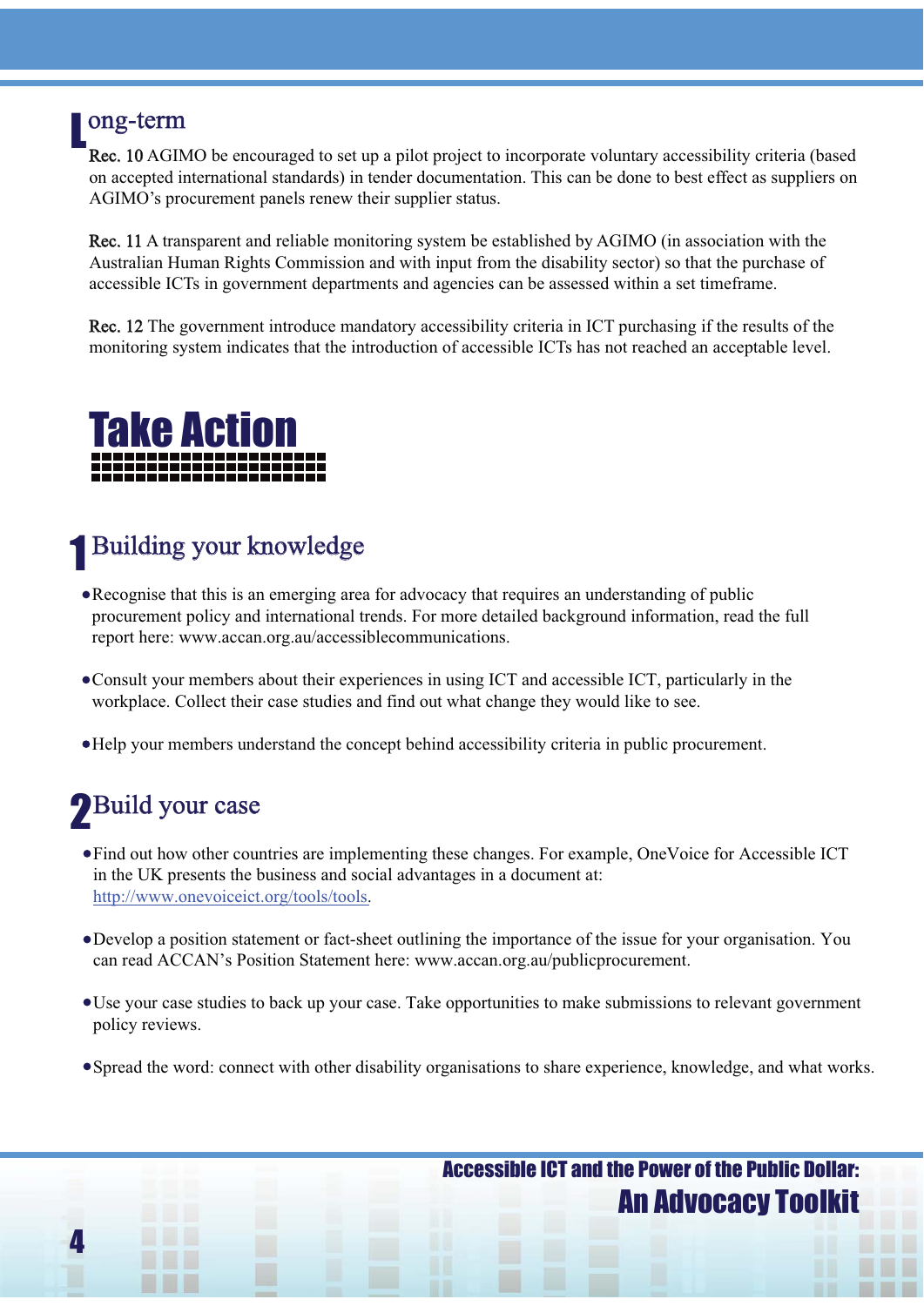## Long-term

**Rec. 10** AGIMO be encouraged to set up a pilot project to incorporate voluntary accessibility criteria (based on accepted international standards) in tender documentation. This can be done to best effect as suppliers on AGIMO's procurement panels renew their supplier status.

**Rec. 11** A transparent and reliable monitoring system be established by AGIMO (in association with the Australian Human Rights Commission and with input from the disability sector) so that the purchase of accessible ICTs in government departments and agencies can be assessed within a set timeframe.

**Rec. 12** The government introduce mandatory accessibility criteria in ICT purchasing if the results of the monitoring system indicates that the introduction of accessible ICTs has not reached an acceptable level.

# Take Action

## 1 Building your knowledge

- Recognise that this is an emerging area for advocacy that requires an understanding of public procurement policy and international trends. For more detailed background information, read the full report here: www.accan.org.au/accessiblecommunications.
- Consult your members about their experiences in using ICT and accessible ICT, particularly in the workplace. Collect their case studies and find out what change they would like to see.
- Help your members understand the concept behind accessibility criteria in public procurement.

## 2 Build your case

- Find out how other countries are implementing these changes. For example, OneVoice for Accessible ICT in the UK presents the business and social advantages in a document at: http://www.onevoiceict.org/tools/tools.
- Develop a position statement or fact-sheet outlining the importance of the issue for your organisation. You can read ACCAN's Position Statement here: www.accan.org.au/publicprocurement.
- Use your case studies to back up your case. Take opportunities to make submissions to relevant government policy reviews.
- Spread the word: connect with other disability organisations to share experience, knowledge, and what works.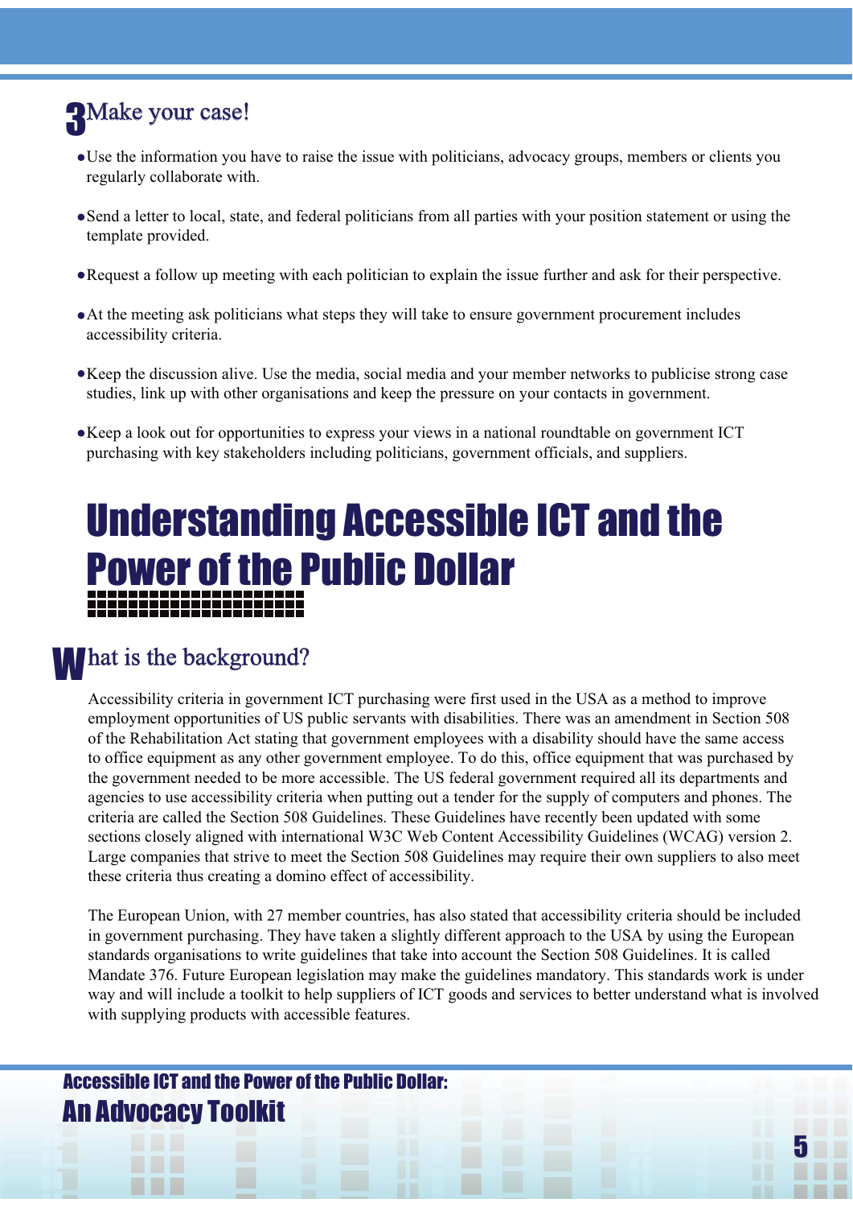## 3 Make your case!

- Use the information you have to raise the issue with politicians, advocacy groups, members or clients you regularly collaborate with.
- Send a letter to local, state, and federal politicians from all parties with your position statement or using the template provided.
- Request a follow up meeting with each politician to explain the issue further and ask for their perspective.
- At the meeting ask politicians what steps they will take to ensure government procurement includes accessibility criteria.
- Keep the discussion alive. Use the media, social media and your member networks to publicise strong case studies, link up with other organisations and keep the pressure on your contacts in government.
- Keep a look out for opportunities to express your views in a national roundtable on government ICT purchasing with key stakeholders including politicians, government officials, and suppliers.

# Understanding Accessible ICT and the Power of the Public Dollar

## What is the background?

Accessibility criteria in government ICT purchasing were first used in the USA as a method to improve employment opportunities of US public servants with disabilities. There was an amendment in Section 508 of the Rehabilitation Act stating that government employees with a disability should have the same access to office equipment as any other government employee. To do this, office equipment that was purchased by the government needed to be more accessible. The US federal government required all its departments and agencies to use accessibility criteria when putting out a tender for the supply of computers and phones. The criteria are called the Section 508 Guidelines. These Guidelines have recently been updated with some sections closely aligned with international W3C Web Content Accessibility Guidelines (WCAG) version 2. Large companies that strive to meet the Section 508 Guidelines may require their own suppliers to also meet these criteria thus creating a domino effect of accessibility.

The European Union, with 27 member countries, has also stated that accessibility criteria should be included in government purchasing. They have taken a slightly different approach to the USA by using the European standards organisations to write guidelines that take into account the Section 508 Guidelines. It is called Mandate 376. Future European legislation may make the guidelines mandatory. This standards work is under way and will include a toolkit to help suppliers of ICT goods and services to better understand what is involved with supplying products with accessible features.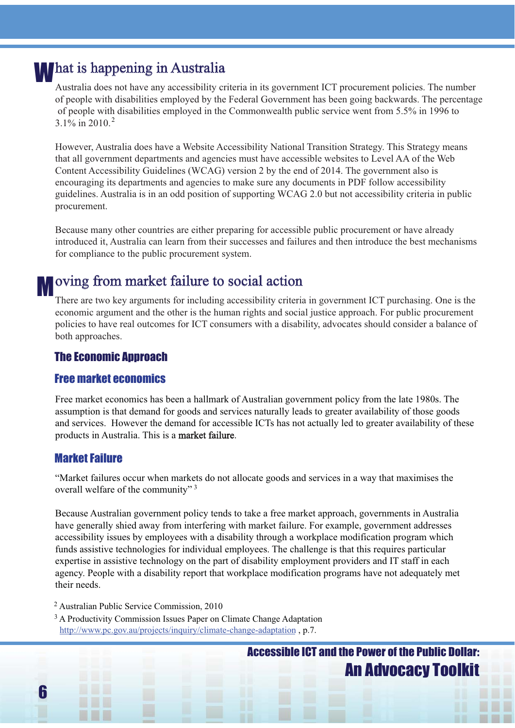## What is happening in Australia

Australia does not have any accessibility criteria in its government ICT procurement policies. The number of people with disabilities employed by the Federal Government has been going backwards. The percentage of people with disabilities employed in the Commonwealth public service went from 5.5% in 1996 to 3.1% in 2010.[2]

However, Australia does have a Website Accessibility National Transition Strategy. This Strategy means that all government departments and agencies must have accessible websites to Level AA of the Web Content Accessibility Guidelines (WCAG) version 2 by the end of 2014. The government also is encouraging its departments and agencies to make sure any documents in PDF follow accessibility guidelines. Australia is in an odd position of supporting WCAG 2.0 but not accessibility criteria in public procurement.

Because many other countries are either preparing for accessible public procurement or have already introduced it, Australia can learn from their successes and failures and then introduce the best mechanisms for compliance to the public procurement system.

## Moving from market failure to social action

There are two key arguments for including accessibility criteria in government ICT purchasing. One is the economic argument and the other is the human rights and social justice approach. For public procurement policies to have real outcomes for ICT consumers with a disability, advocates should consider a balance of both approaches.

### The Economic Approach

### Free market economics

Free market economics has been a hallmark of Australian government policy from the late 1980s. The assumption is that demand for goods and services naturally leads to greater availability of those goods and services. However the demand for accessible ICTs has not actually led to greater availability of these products in Australia. This is a market failure.

### Market Failure

"Market failures occur when markets do not allocate goods and services in a way that maximises the overall welfare of the community" [3]

Because Australian government policy tends to take a free market approach, governments in Australia have generally shied away from interfering with market failure. For example, government addresses accessibility issues by employees with a disability through a workplace modification program which funds assistive technologies for individual employees. The challenge is that this requires particular expertise in assistive technology on the part of disability employment providers and IT staff in each agency. People with a disability report that workplace modification programs have not adequately met their needs.

[2] Australian Public Service Commission, 2010

[3] A Productivity Commission Issues Paper on Climate Change Adaptation http://www.pc.gov.au/projects/inquiry/climate-change-adaptation , p.7.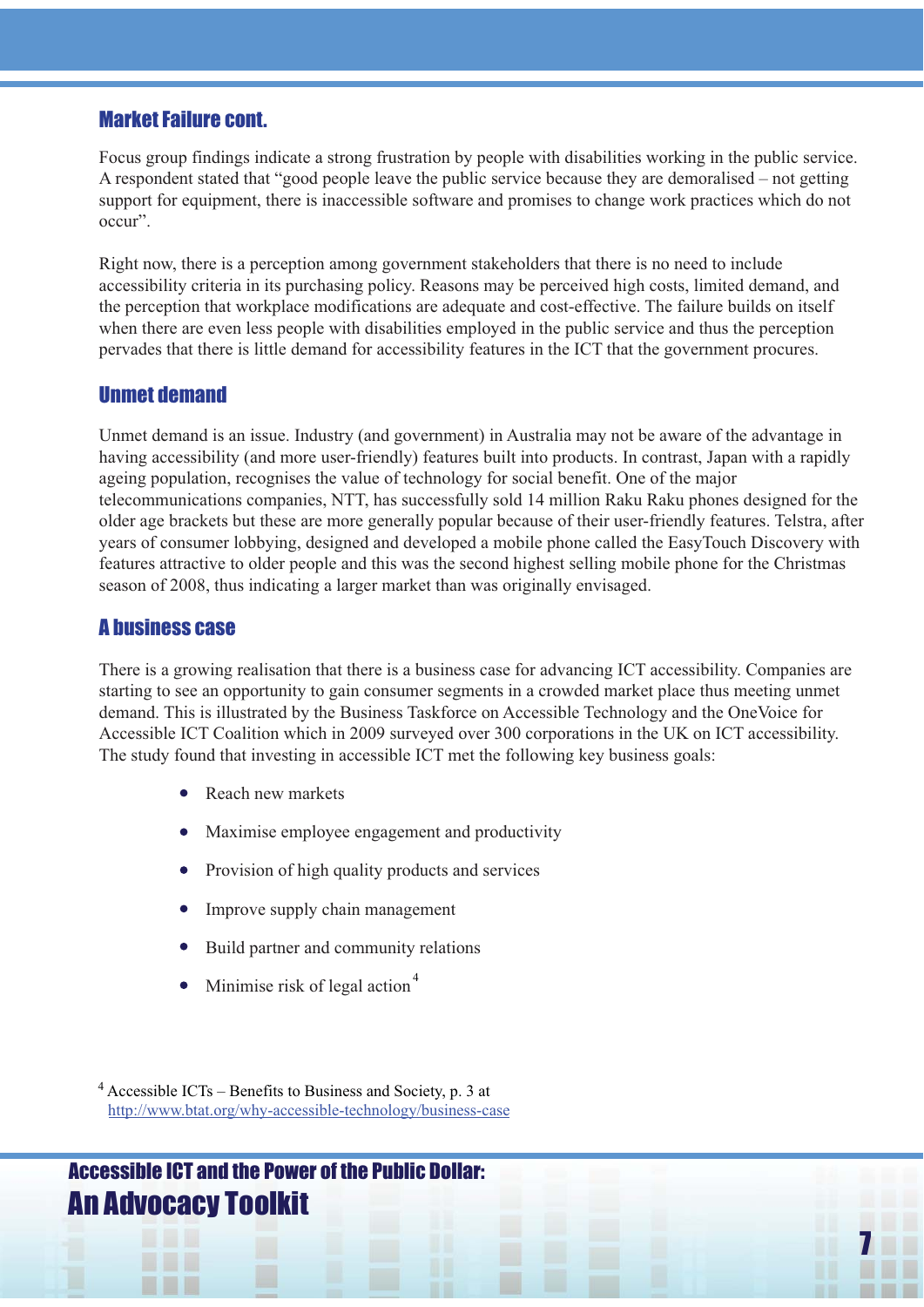## Market Failure cont.

Focus group findings indicate a strong frustration by people with disabilities working in the public service. A respondent stated that "good people leave the public service because they are demoralised – not getting support for equipment, there is inaccessible software and promises to change work practices which do not occur".

Right now, there is a perception among government stakeholders that there is no need to include accessibility criteria in its purchasing policy. Reasons may be perceived high costs, limited demand, and the perception that workplace modifications are adequate and cost-effective. The failure builds on itself when there are even less people with disabilities employed in the public service and thus the perception pervades that there is little demand for accessibility features in the ICT that the government procures.

## Unmet demand

Unmet demand is an issue. Industry (and government) in Australia may not be aware of the advantage in having accessibility (and more user-friendly) features built into products. In contrast, Japan with a rapidly ageing population, recognises the value of technology for social benefit. One of the major telecommunications companies, NTT, has successfully sold 14 million Raku Raku phones designed for the older age brackets but these are more generally popular because of their user-friendly features. Telstra, after years of consumer lobbying, designed and developed a mobile phone called the EasyTouch Discovery with features attractive to older people and this was the second highest selling mobile phone for the Christmas season of 2008, thus indicating a larger market than was originally envisaged.

## A business case

There is a growing realisation that there is a business case for advancing ICT accessibility. Companies are starting to see an opportunity to gain consumer segments in a crowded market place thus meeting unmet demand. This is illustrated by the Business Taskforce on Accessible Technology and the OneVoice for Accessible ICT Coalition which in 2009 surveyed over 300 corporations in the UK on ICT accessibility. The study found that investing in accessible ICT met the following key business goals:

- Reach new markets
- Maximise employee engagement and productivity
- Provision of high quality products and services
- Improve supply chain management
- Build partner and community relations
- Minimise risk of legal action[4]

[4] Accessible ICTs – Benefits to Business and Society, p. 3 at http://www.btat.org/why-accessible-technology/business-case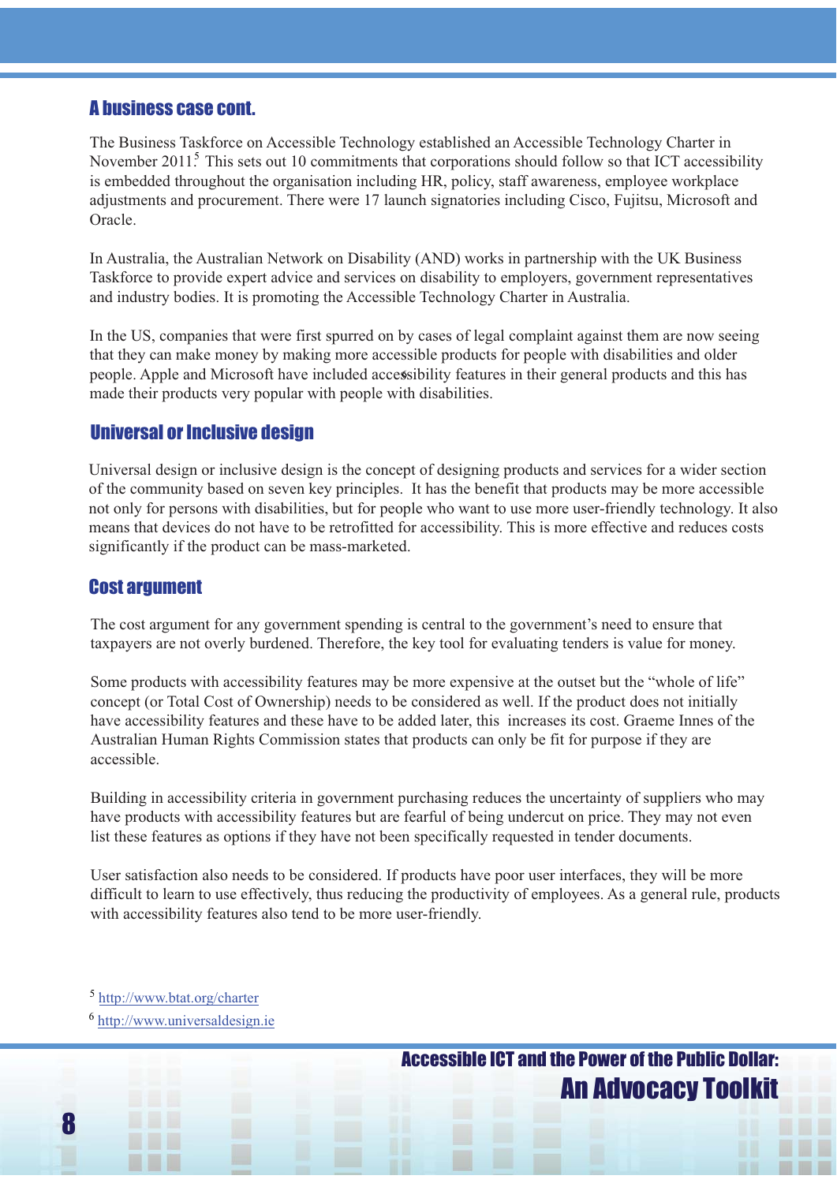## A business case cont.

The Business Taskforce on Accessible Technology established an Accessible Technology Charter in November 2011.[5] This sets out 10 commitments that corporations should follow so that ICT accessibility is embedded throughout the organisation including HR, policy, staff awareness, employee workplace adjustments and procurement. There were 17 launch signatories including Cisco, Fujitsu, Microsoft and Oracle.

In Australia, the Australian Network on Disability (AND) works in partnership with the UK Business Taskforce to provide expert advice and services on disability to employers, government representatives and industry bodies. It is promoting the Accessible Technology Charter in Australia.

In the US, companies that were first spurred on by cases of legal complaint against them are now seeing that they can make money by making more accessible products for people with disabilities and older people. Apple and Microsoft have included accessibility features in their general products and this has made their products very popular with people with disabilities.

## Universal or Inclusive design

Universal design or inclusive design is the concept of designing products and services for a wider section of the community based on seven key principles. It has the benefit that products may be more accessible not only for persons with disabilities, but for people who want to use more user-friendly technology. It also means that devices do not have to be retrofitted for accessibility. This is more effective and reduces costs significantly if the product can be mass-marketed.

## Cost argument

The cost argument for any government spending is central to the government's need to ensure that taxpayers are not overly burdened. Therefore, the key tool for evaluating tenders is value for money.

Some products with accessibility features may be more expensive at the outset but the "whole of life" concept (or Total Cost of Ownership) needs to be considered as well. If the product does not initially have accessibility features and these have to be added later, this increases its cost. Graeme Innes of the Australian Human Rights Commission states that products can only be fit for purpose if they are accessible.

Building in accessibility criteria in government purchasing reduces the uncertainty of suppliers who may have products with accessibility features but are fearful of being undercut on price. They may not even list these features as options if they have not been specifically requested in tender documents.

User satisfaction also needs to be considered. If products have poor user interfaces, they will be more difficult to learn to use effectively, thus reducing the productivity of employees. As a general rule, products with accessibility features also tend to be more user-friendly.

[5] http://www.btat.org/charter

[6] http://www.universaldesign.ie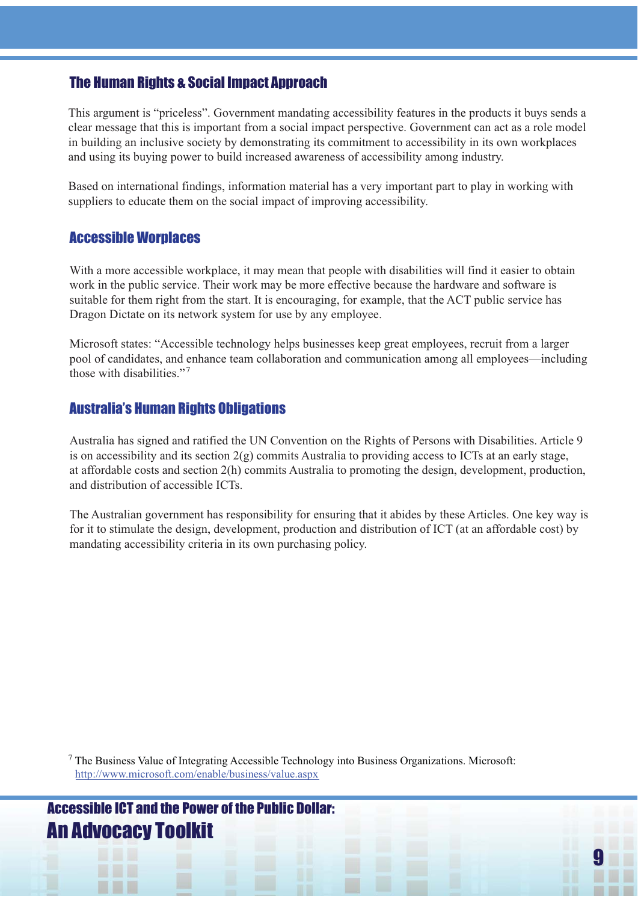## The Human Rights & Social Impact Approach

This argument is "priceless". Government mandating accessibility features in the products it buys sends a clear message that this is important from a social impact perspective. Government can act as a role model in building an inclusive society by demonstrating its commitment to accessibility in its own workplaces and using its buying power to build increased awareness of accessibility among industry.

Based on international findings, information material has a very important part to play in working with suppliers to educate them on the social impact of improving accessibility.

## Accessible Worplaces

With a more accessible workplace, it may mean that people with disabilities will find it easier to obtain work in the public service. Their work may be more effective because the hardware and software is suitable for them right from the start. It is encouraging, for example, that the ACT public service has Dragon Dictate on its network system for use by any employee.

Microsoft states: "Accessible technology helps businesses keep great employees, recruit from a larger pool of candidates, and enhance team collaboration and communication among all employees—including those with disabilities."[7]

## Australia's Human Rights Obligations

Australia has signed and ratified the UN Convention on the Rights of Persons with Disabilities. Article 9 is on accessibility and its section 2(g) commits Australia to providing access to ICTs at an early stage, at affordable costs and section 2(h) commits Australia to promoting the design, development, production, and distribution of accessible ICTs.

The Australian government has responsibility for ensuring that it abides by these Articles. One key way is for it to stimulate the design, development, production and distribution of ICT (at an affordable cost) by mandating accessibility criteria in its own purchasing policy.

[7] The Business Value of Integrating Accessible Technology into Business Organizations. Microsoft: http://www.microsoft.com/enable/business/value.aspx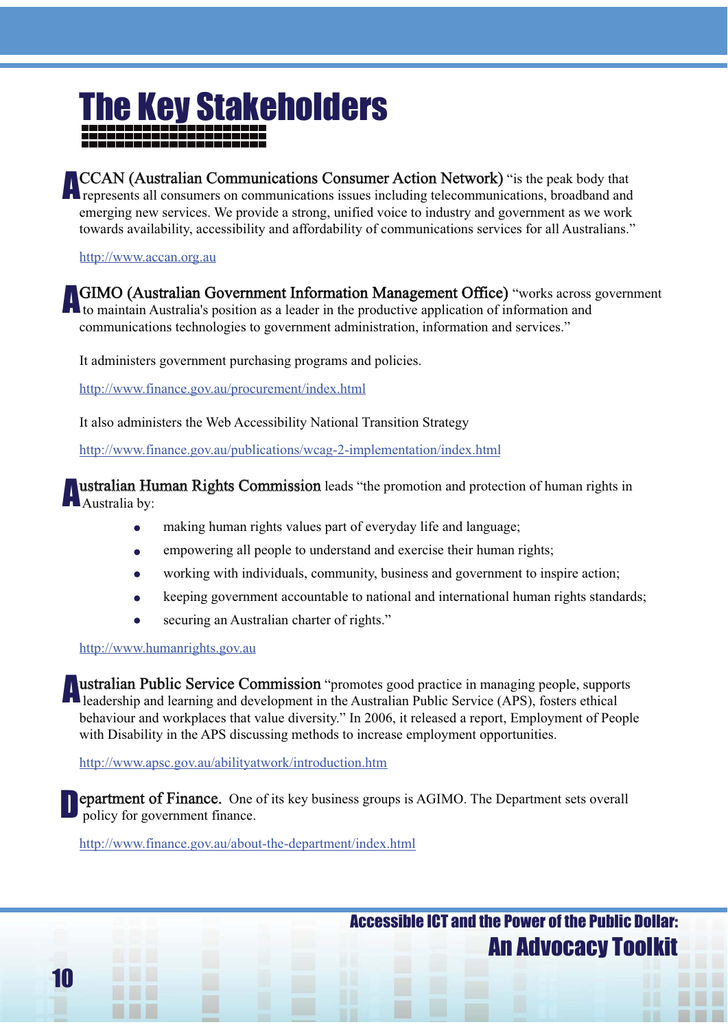# The Key Stakeholders

**ACCAN (Australian Communications Consumer Action Network)** "is the peak body that represents all consumers on communications issues including telecommunications, broadband and emerging new services. We provide a strong, unified voice to industry and government as we work towards availability, accessibility and affordability of communications services for all Australians."

http://www.accan.org.au

**AGIMO (Australian Government Information Management Office)** "works across government to maintain Australia's position as a leader in the productive application of information and communications technologies to government administration, information and services."

It administers government purchasing programs and policies.

http://www.finance.gov.au/procurement/index.html

It also administers the Web Accessibility National Transition Strategy

http://www.finance.gov.au/publications/wcag-2-implementation/index.html

**Australian Human Rights Commission** leads "the promotion and protection of human rights in Australia by:

- making human rights values part of everyday life and language;
- empowering all people to understand and exercise their human rights;
- working with individuals, community, business and government to inspire action;
- keeping government accountable to national and international human rights standards;
- securing an Australian charter of rights."

http://www.humanrights.gov.au

**Australian Public Service Commission** "promotes good practice in managing people, supports leadership and learning and development in the Australian Public Service (APS), fosters ethical behaviour and workplaces that value diversity." In 2006, it released a report, Employment of People with Disability in the APS discussing methods to increase employment opportunities.

http://www.apsc.gov.au/abilityatwork/introduction.htm

**Department of Finance.** One of its key business groups is AGIMO. The Department sets overall policy for government finance.

http://www.finance.gov.au/about-the-department/index.html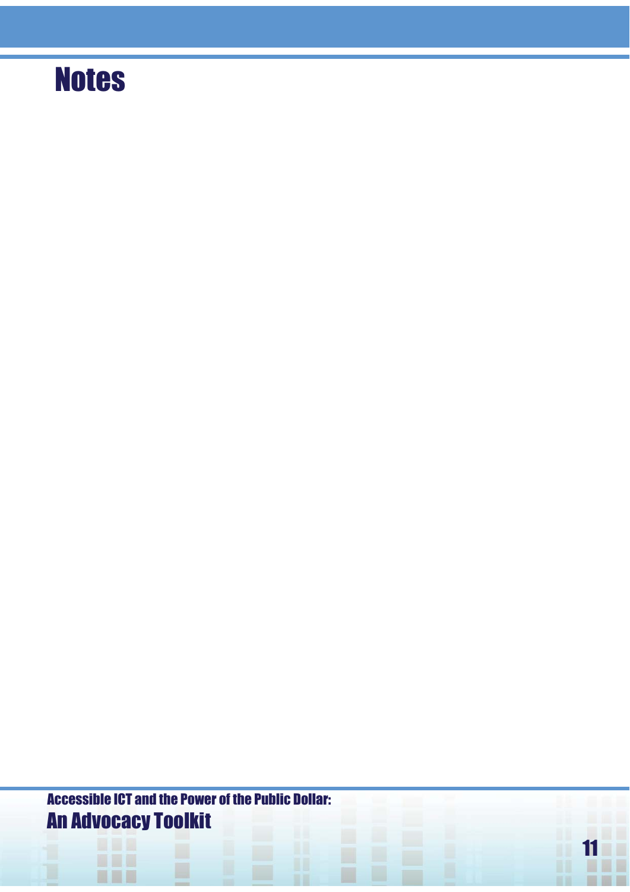# Notes